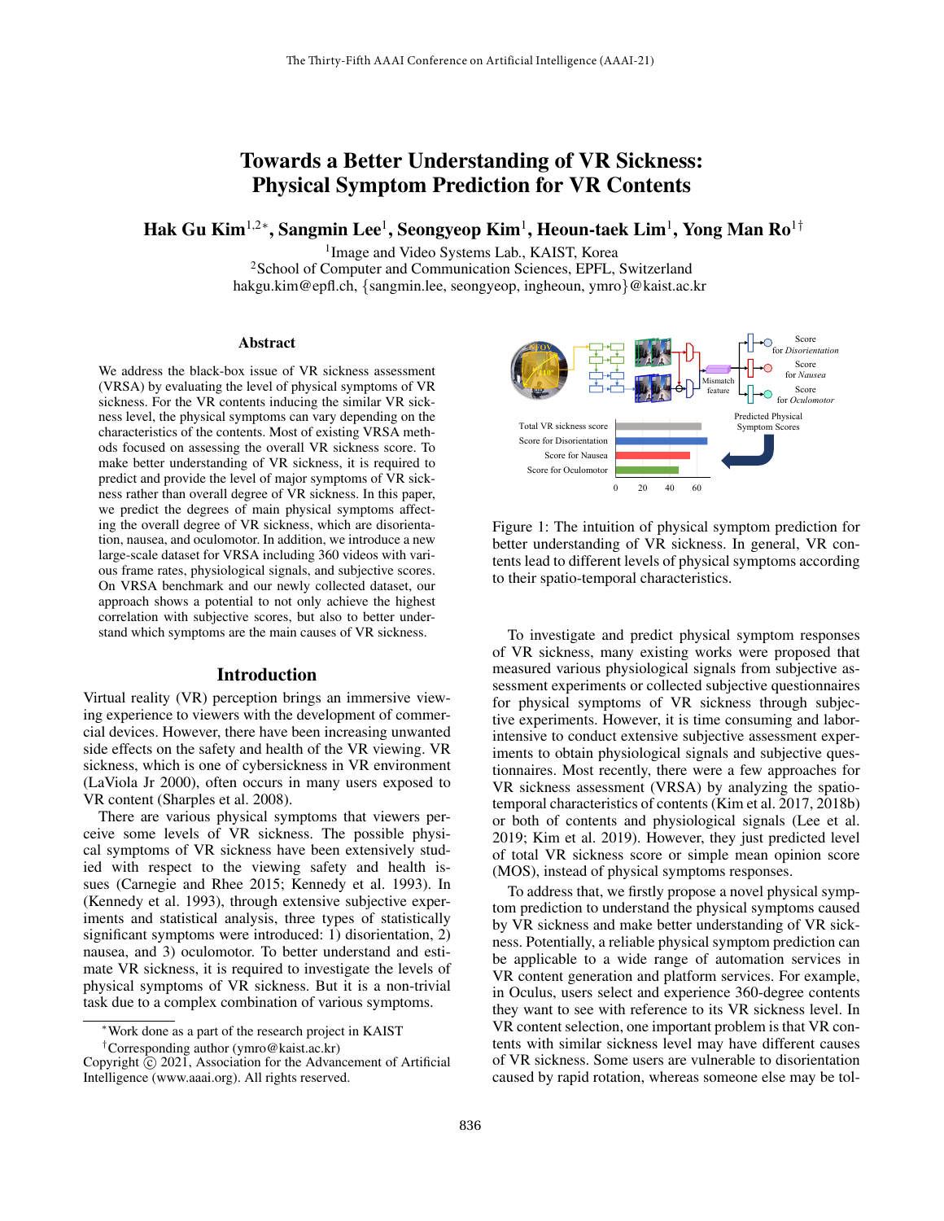# Towards a Better Understanding of VR Sickness: Physical Symptom Prediction for VR Contents

**Hak Gu Kim**[1,2*], **Sangmin Lee**[1], **Seongyeop Kim**[1], **Heoun-taek Lim**[1], **Yong Man Ro**[1†]

[1]Image and Video Systems Lab., KAIST, Korea
[2]School of Computer and Communication Sciences, EPFL, Switzerland
hakgu.kim@epfl.ch, {sangmin.lee, seongyeop, ingheoun, ymro}@kaist.ac.kr

## Abstract

We address the black-box issue of VR sickness assessment (VRSA) by evaluating the level of physical symptoms of VR sickness. For the VR contents inducing the similar VR sickness level, the physical symptoms can vary depending on the characteristics of the contents. Most of existing VRSA methods focused on assessing the overall VR sickness score. To make better understanding of VR sickness, it is required to predict and provide the level of major symptoms of VR sickness rather than overall degree of VR sickness. In this paper, we predict the degrees of main physical symptoms affecting the overall degree of VR sickness, which are disorientation, nausea, and oculomotor. In addition, we introduce a new large-scale dataset for VRSA including 360 videos with various frame rates, physiological signals, and subjective scores. On VRSA benchmark and our newly collected dataset, our approach shows a potential to not only achieve the highest correlation with subjective scores, but also to better understand which symptoms are the main causes of VR sickness.

## Introduction

Virtual reality (VR) perception brings an immersive viewing experience to viewers with the development of commercial devices. However, there have been increasing unwanted side effects on the safety and health of the VR viewing. VR sickness, which is one of cybersickness in VR environment (LaViola Jr 2000), often occurs in many users exposed to VR content (Sharples et al. 2008).

There are various physical symptoms that viewers perceive some levels of VR sickness. The possible physical symptoms of VR sickness have been extensively studied with respect to the viewing safety and health issues (Carnegie and Rhee 2015; Kennedy et al. 1993). In (Kennedy et al. 1993), through extensive subjective experiments and statistical analysis, three types of statistically significant symptoms were introduced: 1) disorientation, 2) nausea, and 3) oculomotor. To better understand and estimate VR sickness, it is required to investigate the levels of physical symptoms of VR sickness. But it is a non-trivial task due to a complex combination of various symptoms.

Figure 1: The intuition of physical symptom prediction for better understanding of VR sickness. In general, VR contents lead to different levels of physical symptoms according to their spatio-temporal characteristics.

To investigate and predict physical symptom responses of VR sickness, many existing works were proposed that measured various physiological signals from subjective assessment experiments or collected subjective questionnaires for physical symptoms of VR sickness through subjective experiments. However, it is time consuming and labor-intensive to conduct extensive subjective assessment experiments to obtain physiological signals and subjective questionnaires. Most recently, there were a few approaches for VR sickness assessment (VRSA) by analyzing the spatio-temporal characteristics of contents (Kim et al. 2017, 2018b) or both of contents and physiological signals (Lee et al. 2019; Kim et al. 2019). However, they just predicted level of total VR sickness score or simple mean opinion score (MOS), instead of physical symptoms responses.

To address that, we firstly propose a novel physical symptom prediction to understand the physical symptoms caused by VR sickness and make better understanding of VR sickness. Potentially, a reliable physical symptom prediction can be applicable to a wide range of automation services in VR content generation and platform services. For example, in Oculus, users select and experience 360-degree contents they want to see with reference to its VR sickness level. In VR content selection, one important problem is that VR contents with similar sickness level may have different causes of VR sickness. Some users are vulnerable to disorientation caused by rapid rotation, whereas someone else may be tol-

*Work done as a part of the research project in KAIST
†Corresponding author (ymro@kaist.ac.kr)
Copyright © 2021, Association for the Advancement of Artificial Intelligence (www.aaai.org). All rights reserved.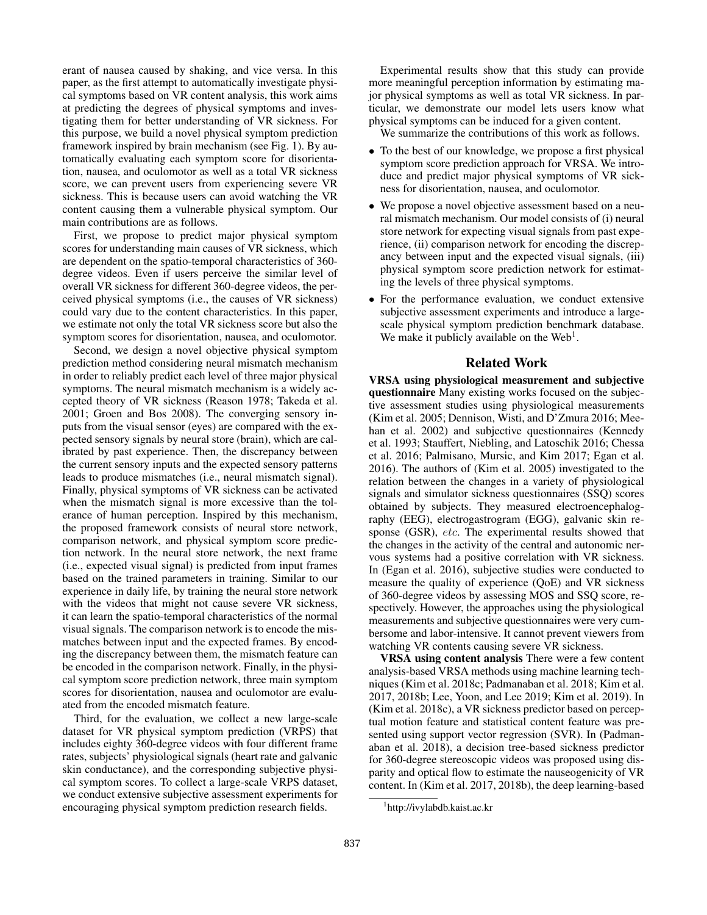erant of nausea caused by shaking, and vice versa. In this paper, as the first attempt to automatically investigate physical symptoms based on VR content analysis, this work aims at predicting the degrees of physical symptoms and investigating them for better understanding of VR sickness. For this purpose, we build a novel physical symptom prediction framework inspired by brain mechanism (see Fig. 1). By automatically evaluating each symptom score for disorientation, nausea, and oculomotor as well as a total VR sickness score, we can prevent users from experiencing severe VR sickness. This is because users can avoid watching the VR content causing them a vulnerable physical symptom. Our main contributions are as follows.

First, we propose to predict major physical symptom scores for understanding main causes of VR sickness, which are dependent on the spatio-temporal characteristics of 360-degree videos. Even if users perceive the similar level of overall VR sickness for different 360-degree videos, the perceived physical symptoms (i.e., the causes of VR sickness) could vary due to the content characteristics. In this paper, we estimate not only the total VR sickness score but also the symptom scores for disorientation, nausea, and oculomotor.

Second, we design a novel objective physical symptom prediction method considering neural mismatch mechanism in order to reliably predict each level of three major physical symptoms. The neural mismatch mechanism is a widely accepted theory of VR sickness (Reason 1978; Takeda et al. 2001; Groen and Bos 2008). The converging sensory inputs from the visual sensor (eyes) are compared with the expected sensory signals by neural store (brain), which are calibrated by past experience. Then, the discrepancy between the current sensory inputs and the expected sensory patterns leads to produce mismatches (i.e., neural mismatch signal). Finally, physical symptoms of VR sickness can be activated when the mismatch signal is more excessive than the tolerance of human perception. Inspired by this mechanism, the proposed framework consists of neural store network, comparison network, and physical symptom score prediction network. In the neural store network, the next frame (i.e., expected visual signal) is predicted from input frames based on the trained parameters in training. Similar to our experience in daily life, by training the neural store network with the videos that might not cause severe VR sickness, it can learn the spatio-temporal characteristics of the normal visual signals. The comparison network is to encode the mismatches between input and the expected frames. By encoding the discrepancy between them, the mismatch feature can be encoded in the comparison network. Finally, in the physical symptom score prediction network, three main symptom scores for disorientation, nausea and oculomotor are evaluated from the encoded mismatch feature.

Third, for the evaluation, we collect a new large-scale dataset for VR physical symptom prediction (VRPS) that includes eighty 360-degree videos with four different frame rates, subjects' physiological signals (heart rate and galvanic skin conductance), and the corresponding subjective physical symptom scores. To collect a large-scale VRPS dataset, we conduct extensive subjective assessment experiments for encouraging physical symptom prediction research fields.

Experimental results show that this study can provide more meaningful perception information by estimating major physical symptoms as well as total VR sickness. In particular, we demonstrate our model lets users know what physical symptoms can be induced for a given content.

We summarize the contributions of this work as follows.

- To the best of our knowledge, we propose a first physical symptom score prediction approach for VRSA. We introduce and predict major physical symptoms of VR sickness for disorientation, nausea, and oculomotor.
- We propose a novel objective assessment based on a neural mismatch mechanism. Our model consists of (i) neural store network for expecting visual signals from past experience, (ii) comparison network for encoding the discrepancy between input and the expected visual signals, (iii) physical symptom score prediction network for estimating the levels of three physical symptoms.
- For the performance evaluation, we conduct extensive subjective assessment experiments and introduce a large-scale physical symptom prediction benchmark database. We make it publicly available on the Web[1].

## Related Work

**VRSA using physiological measurement and subjective questionnaire** Many existing works focused on the subjective assessment studies using physiological measurements (Kim et al. 2005; Dennison, Wisti, and D'Zmura 2016; Meehan et al. 2002) and subjective questionnaires (Kennedy et al. 1993; Stauffert, Niebling, and Latoschik 2016; Chessa et al. 2016; Palmisano, Mursic, and Kim 2017; Egan et al. 2016). The authors of (Kim et al. 2005) investigated to the relation between the changes in a variety of physiological signals and simulator sickness questionnaires (SSQ) scores obtained by subjects. They measured electroencephalography (EEG), electrogastrogram (EGG), galvanic skin response (GSR), *etc.* The experimental results showed that the changes in the activity of the central and autonomic nervous systems had a positive correlation with VR sickness. In (Egan et al. 2016), subjective studies were conducted to measure the quality of experience (QoE) and VR sickness of 360-degree videos by assessing MOS and SSQ score, respectively. However, the approaches using the physiological measurements and subjective questionnaires were very cumbersome and labor-intensive. It cannot prevent viewers from watching VR contents causing severe VR sickness.

**VRSA using content analysis** There were a few content analysis-based VRSA methods using machine learning techniques (Kim et al. 2018c; Padmanaban et al. 2018; Kim et al. 2017, 2018b; Lee, Yoon, and Lee 2019; Kim et al. 2019). In (Kim et al. 2018c), a VR sickness predictor based on perceptual motion feature and statistical content feature was presented using support vector regression (SVR). In (Padmanaban et al. 2018), a decision tree-based sickness predictor for 360-degree stereoscopic videos was proposed using disparity and optical flow to estimate the nauseogenicity of VR content. In (Kim et al. 2017, 2018b), the deep learning-based

[1] http://ivylabdb.kaist.ac.kr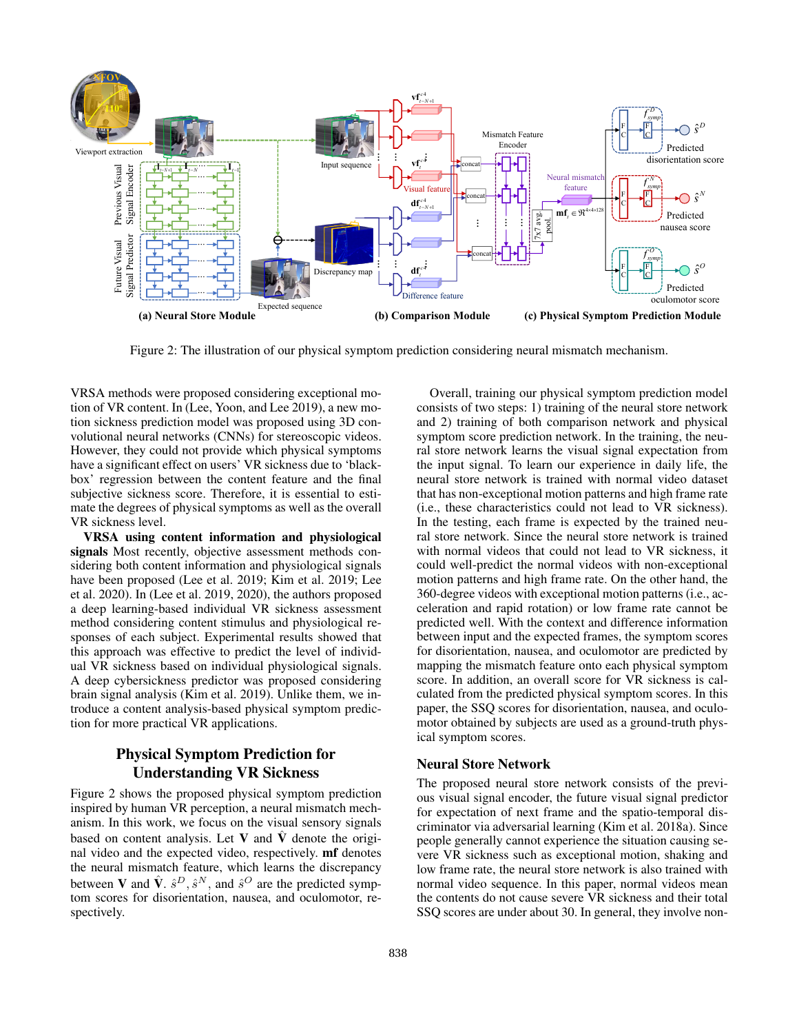Figure 2: The illustration of our physical symptom prediction considering neural mismatch mechanism.

VRSA methods were proposed considering exceptional motion of VR content. In (Lee, Yoon, and Lee 2019), a new motion sickness prediction model was proposed using 3D convolutional neural networks (CNNs) for stereoscopic videos. However, they could not provide which physical symptoms have a significant effect on users' VR sickness due to 'black-box' regression between the content feature and the final subjective sickness score. Therefore, it is essential to estimate the degrees of physical symptoms as well as the overall VR sickness level.

**VRSA using content information and physiological signals** Most recently, objective assessment methods considering both content information and physiological signals have been proposed (Lee et al. 2019; Kim et al. 2019; Lee et al. 2020). In (Lee et al. 2019, 2020), the authors proposed a deep learning-based individual VR sickness assessment method considering content stimulus and physiological responses of each subject. Experimental results showed that this approach was effective to predict the level of individual VR sickness based on individual physiological signals. A deep cybersickness predictor was proposed considering brain signal analysis (Kim et al. 2019). Unlike them, we introduce a content analysis-based physical symptom prediction for more practical VR applications.

## Physical Symptom Prediction for Understanding VR Sickness

Figure 2 shows the proposed physical symptom prediction inspired by human VR perception, a neural mismatch mechanism. In this work, we focus on the visual sensory signals based on content analysis. Let $\mathbf{V}$ and $\hat{\mathbf{V}}$ denote the original video and the expected video, respectively. **mf** denotes the neural mismatch feature, which learns the discrepancy between $\mathbf{V}$ and $\hat{\mathbf{V}}$. $\hat{s}^D, \hat{s}^N$, and $\hat{s}^O$ are the predicted symptom scores for disorientation, nausea, and oculomotor, respectively.

Overall, training our physical symptom prediction model consists of two steps: 1) training of the neural store network and 2) training of both comparison network and physical symptom score prediction network. In the training, the neural store network learns the visual signal expectation from the input signal. To learn our experience in daily life, the neural store network is trained with normal video dataset that has non-exceptional motion patterns and high frame rate (i.e., these characteristics could not lead to VR sickness). In the testing, each frame is expected by the trained neural store network. Since the neural store network is trained with normal videos that could not lead to VR sickness, it could well-predict the normal videos with non-exceptional motion patterns and high frame rate. On the other hand, the 360-degree videos with exceptional motion patterns (i.e., acceleration and rapid rotation) or low frame rate cannot be predicted well. With the context and difference information between input and the expected frames, the symptom scores for disorientation, nausea, and oculomotor are predicted by mapping the mismatch feature onto each physical symptom score. In addition, an overall score for VR sickness is calculated from the predicted physical symptom scores. In this paper, the SSQ scores for disorientation, nausea, and oculomotor obtained by subjects are used as a ground-truth physical symptom scores.

### Neural Store Network

The proposed neural store network consists of the previous visual signal encoder, the future visual signal predictor for expectation of next frame and the spatio-temporal discriminator via adversarial learning (Kim et al. 2018a). Since people generally cannot experience the situation causing severe VR sickness such as exceptional motion, shaking and low frame rate, the neural store network is also trained with normal video sequence. In this paper, normal videos mean the contents do not cause severe VR sickness and their total SSQ scores are under about 30. In general, they involve non-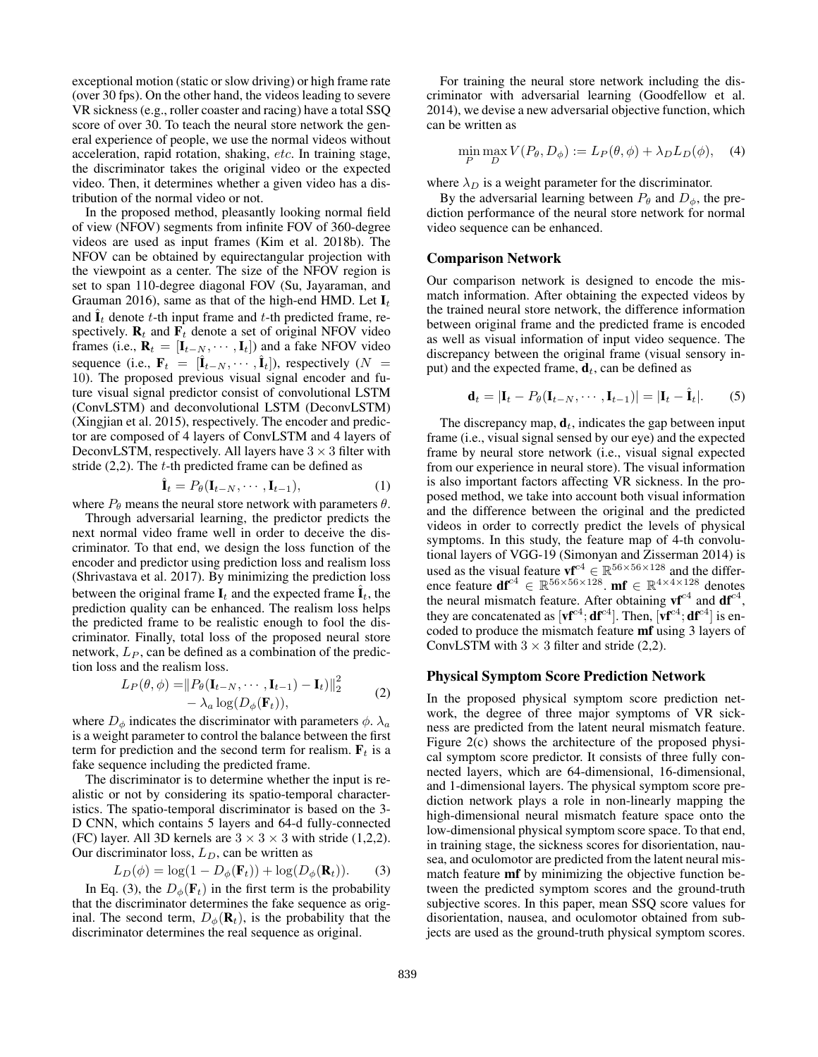exceptional motion (static or slow driving) or high frame rate (over 30 fps). On the other hand, the videos leading to severe VR sickness (e.g., roller coaster and racing) have a total SSQ score of over 30. To teach the neural store network the general experience of people, we use the normal videos without acceleration, rapid rotation, shaking, *etc*. In training stage, the discriminator takes the original video or the expected video. Then, it determines whether a given video has a distribution of the normal video or not.

In the proposed method, pleasantly looking normal field of view (NFOV) segments from infinite FOV of 360-degree videos are used as input frames (Kim et al. 2018b). The NFOV can be obtained by equirectangular projection with the viewpoint as a center. The size of the NFOV region is set to span 110-degree diagonal FOV (Su, Jayaraman, and Grauman 2016), same as that of the high-end HMD. Let $\mathbf{I}_t$ and $\hat{\mathbf{I}}_t$ denote $t$-th input frame and $t$-th predicted frame, respectively. $\mathbf{R}_t$ and $\mathbf{F}_t$ denote a set of original NFOV video frames (i.e., $\mathbf{R}_t = [\mathbf{I}_{t-N}, \cdots, \mathbf{I}_t]$) and a fake NFOV video sequence (i.e., $\mathbf{F}_t = [\hat{\mathbf{I}}_{t-N}, \cdots, \hat{\mathbf{I}}_t]$), respectively ($N = 10$). The proposed previous visual signal encoder and future visual signal predictor consist of convolutional LSTM (ConvLSTM) and deconvolutional LSTM (DeconvLSTM) (Xingjian et al. 2015), respectively. The encoder and predictor are composed of 4 layers of ConvLSTM and 4 layers of DeconvLSTM, respectively. All layers have $3 \times 3$ filter with stride (2,2). The $t$-th predicted frame can be defined as

$$\hat{\mathbf{I}}_t = P_\theta(\mathbf{I}_{t-N}, \cdots, \mathbf{I}_{t-1}), \tag{1}$$

where $P_\theta$ means the neural store network with parameters $\theta$.

Through adversarial learning, the predictor predicts the next normal video frame well in order to deceive the discriminator. To that end, we design the loss function of the encoder and predictor using prediction loss and realism loss (Shrivastava et al. 2017). By minimizing the prediction loss between the original frame $\mathbf{I}_t$ and the expected frame $\hat{\mathbf{I}}_t$, the prediction quality can be enhanced. The realism loss helps the predicted frame to be realistic enough to fool the discriminator. Finally, total loss of the proposed neural store network, $L_P$, can be defined as a combination of the prediction loss and the realism loss.

$$\begin{aligned} L_P(\theta, \phi) = &\|P_\theta(\mathbf{I}_{t-N}, \cdots, \mathbf{I}_{t-1}) - \mathbf{I}_t\|_2^2 \\ &- \lambda_a \log(D_\phi(\mathbf{F}_t)), \end{aligned} \tag{2}$$

where $D_\phi$ indicates the discriminator with parameters $\phi$. $\lambda_a$ is a weight parameter to control the balance between the first term for prediction and the second term for realism. $\mathbf{F}_t$ is a fake sequence including the predicted frame.

The discriminator is to determine whether the input is realistic or not by considering its spatio-temporal characteristics. The spatio-temporal discriminator is based on the 3-D CNN, which contains 5 layers and 64-d fully-connected (FC) layer. All 3D kernels are $3 \times 3 \times 3$ with stride (1,2,2). Our discriminator loss, $L_D$, can be written as

$$L_D(\phi) = \log(1 - D_\phi(\mathbf{F}_t)) + \log(D_\phi(\mathbf{R}_t)). \tag{3}$$

In Eq. (3), the $D_\phi(\mathbf{F}_t)$ in the first term is the probability that the discriminator determines the fake sequence as original. The second term, $D_\phi(\mathbf{R}_t)$, is the probability that the discriminator determines the real sequence as original.

For training the neural store network including the discriminator with adversarial learning (Goodfellow et al. 2014), we devise a new adversarial objective function, which can be written as

$$\min_P \max_D V(P_\theta, D_\phi) := L_P(\theta, \phi) + \lambda_D L_D(\phi), \tag{4}$$

where $\lambda_D$ is a weight parameter for the discriminator.

By the adversarial learning between $P_\theta$ and $D_\phi$, the prediction performance of the neural store network for normal video sequence can be enhanced.

## Comparison Network

Our comparison network is designed to encode the mismatch information. After obtaining the expected videos by the trained neural store network, the difference information between original frame and the predicted frame is encoded as well as visual information of input video sequence. The discrepancy between the original frame (visual sensory input) and the expected frame, $\mathbf{d}_t$, can be defined as

$$\mathbf{d}_t = |\mathbf{I}_t - P_\theta(\mathbf{I}_{t-N}, \cdots, \mathbf{I}_{t-1})| = |\mathbf{I}_t - \hat{\mathbf{I}}_t|. \tag{5}$$

The discrepancy map, $\mathbf{d}_t$, indicates the gap between input frame (i.e., visual signal sensed by our eye) and the expected frame by neural store network (i.e., visual signal expected from our experience in neural store). The visual information is also important factors affecting VR sickness. In the proposed method, we take into account both visual information and the difference between the original and the predicted videos in order to correctly predict the levels of physical symptoms. In this study, the feature map of 4-th convolutional layers of VGG-19 (Simonyan and Zisserman 2014) is used as the visual feature $\mathbf{vf}^{c4} \in \mathbb{R}^{56\times56\times128}$ and the difference feature $\mathbf{df}^{c4} \in \mathbb{R}^{56\times56\times128}$. $\mathbf{mf} \in \mathbb{R}^{4\times4\times128}$ denotes the neural mismatch feature. After obtaining $\mathbf{vf}^{c4}$ and $\mathbf{df}^{c4}$, they are concatenated as $[\mathbf{vf}^{c4}; \mathbf{df}^{c4}]$. Then, $[\mathbf{vf}^{c4}; \mathbf{df}^{c4}]$ is encoded to produce the mismatch feature $\mathbf{mf}$ using 3 layers of ConvLSTM with $3 \times 3$ filter and stride (2,2).

## Physical Symptom Score Prediction Network

In the proposed physical symptom score prediction network, the degree of three major symptoms of VR sickness are predicted from the latent neural mismatch feature. Figure 2(c) shows the architecture of the proposed physical symptom score predictor. It consists of three fully connected layers, which are 64-dimensional, 16-dimensional, and 1-dimensional layers. The physical symptom score prediction network plays a role in non-linearly mapping the high-dimensional neural mismatch feature space onto the low-dimensional physical symptom score space. To that end, in training stage, the sickness scores for disorientation, nausea, and oculomotor are predicted from the latent neural mismatch feature $\mathbf{mf}$ by minimizing the objective function between the predicted symptom scores and the ground-truth subjective scores. In this paper, mean SSQ score values for disorientation, nausea, and oculomotor obtained from subjects are used as the ground-truth physical symptom scores.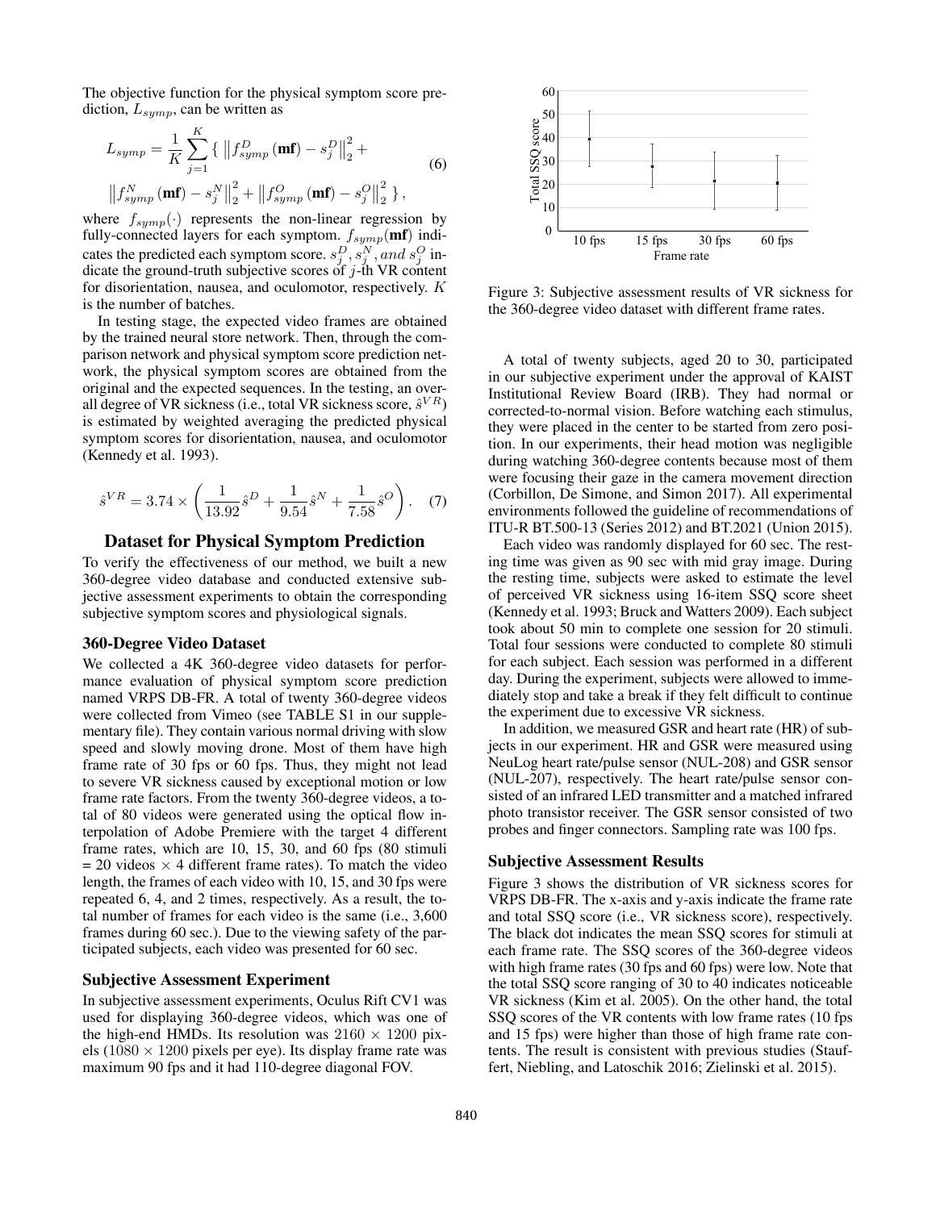The objective function for the physical symptom score prediction, $L_{symp}$, can be written as

$$L_{symp} = \frac{1}{K}\sum_{j=1}^{K}\{\ \left\|f_{symp}^{D}(\mathbf{mf}) - s_j^D\right\|_2^2 + \left\|f_{symp}^{N}(\mathbf{mf}) - s_j^N\right\|_2^2 + \left\|f_{symp}^{O}(\mathbf{mf}) - s_j^O\right\|_2^2\ \}, \tag{6}$$

where $f_{symp}(\cdot)$ represents the non-linear regression by fully-connected layers for each symptom. $f_{symp}(\mathbf{mf})$ indicates the predicted each symptom score. $s_j^D, s_j^N, and\ s_j^O$ indicate the ground-truth subjective scores of $j$-th VR content for disorientation, nausea, and oculomotor, respectively. $K$ is the number of batches.

In testing stage, the expected video frames are obtained by the trained neural store network. Then, through the comparison network and physical symptom score prediction network, the physical symptom scores are obtained from the original and the expected sequences. In the testing, an overall degree of VR sickness (i.e., total VR sickness score, $\hat{s}^{VR}$) is estimated by weighted averaging the predicted physical symptom scores for disorientation, nausea, and oculomotor (Kennedy et al. 1993).

$$\hat{s}^{VR} = 3.74 \times \left(\frac{1}{13.92}\hat{s}^D + \frac{1}{9.54}\hat{s}^N + \frac{1}{7.58}\hat{s}^O\right). \tag{7}$$

## Dataset for Physical Symptom Prediction

To verify the effectiveness of our method, we built a new 360-degree video database and conducted extensive subjective assessment experiments to obtain the corresponding subjective symptom scores and physiological signals.

### 360-Degree Video Dataset

We collected a 4K 360-degree video datasets for performance evaluation of physical symptom score prediction named VRPS DB-FR. A total of twenty 360-degree videos were collected from Vimeo (see TABLE S1 in our supplementary file). They contain various normal driving with slow speed and slowly moving drone. Most of them have high frame rate of 30 fps or 60 fps. Thus, they might not lead to severe VR sickness caused by exceptional motion or low frame rate factors. From the twenty 360-degree videos, a total of 80 videos were generated using the optical flow interpolation of Adobe Premiere with the target 4 different frame rates, which are 10, 15, 30, and 60 fps (80 stimuli = 20 videos $\times$ 4 different frame rates). To match the video length, the frames of each video with 10, 15, and 30 fps were repeated 6, 4, and 2 times, respectively. As a result, the total number of frames for each video is the same (i.e., 3,600 frames during 60 sec.). Due to the viewing safety of the participated subjects, each video was presented for 60 sec.

### Subjective Assessment Experiment

In subjective assessment experiments, Oculus Rift CV1 was used for displaying 360-degree videos, which was one of the high-end HMDs. Its resolution was $2160 \times 1200$ pixels ($1080 \times 1200$ pixels per eye). Its display frame rate was maximum 90 fps and it had 110-degree diagonal FOV.

Figure 3: Subjective assessment results of VR sickness for the 360-degree video dataset with different frame rates.

A total of twenty subjects, aged 20 to 30, participated in our subjective experiment under the approval of KAIST Institutional Review Board (IRB). They had normal or corrected-to-normal vision. Before watching each stimulus, they were placed in the center to be started from zero position. In our experiments, their head motion was negligible during watching 360-degree contents because most of them were focusing their gaze in the camera movement direction (Corbillon, De Simone, and Simon 2017). All experimental environments followed the guideline of recommendations of ITU-R BT.500-13 (Series 2012) and BT.2021 (Union 2015).

Each video was randomly displayed for 60 sec. The resting time was given as 90 sec with mid gray image. During the resting time, subjects were asked to estimate the level of perceived VR sickness using 16-item SSQ score sheet (Kennedy et al. 1993; Bruck and Watters 2009). Each subject took about 50 min to complete one session for 20 stimuli. Total four sessions were conducted to complete 80 stimuli for each subject. Each session was performed in a different day. During the experiment, subjects were allowed to immediately stop and take a break if they felt difficult to continue the experiment due to excessive VR sickness.

In addition, we measured GSR and heart rate (HR) of subjects in our experiment. HR and GSR were measured using NeuLog heart rate/pulse sensor (NUL-208) and GSR sensor (NUL-207), respectively. The heart rate/pulse sensor consisted of an infrared LED transmitter and a matched infrared photo transistor receiver. The GSR sensor consisted of two probes and finger connectors. Sampling rate was 100 fps.

### Subjective Assessment Results

Figure 3 shows the distribution of VR sickness scores for VRPS DB-FR. The x-axis and y-axis indicate the frame rate and total SSQ score (i.e., VR sickness score), respectively. The black dot indicates the mean SSQ scores for stimuli at each frame rate. The SSQ scores of the 360-degree videos with high frame rates (30 fps and 60 fps) were low. Note that the total SSQ score ranging of 30 to 40 indicates noticeable VR sickness (Kim et al. 2005). On the other hand, the total SSQ scores of the VR contents with low frame rates (10 fps and 15 fps) were higher than those of high frame rate contents. The result is consistent with previous studies (Stauffert, Niebling, and Latoschik 2016; Zielinski et al. 2015).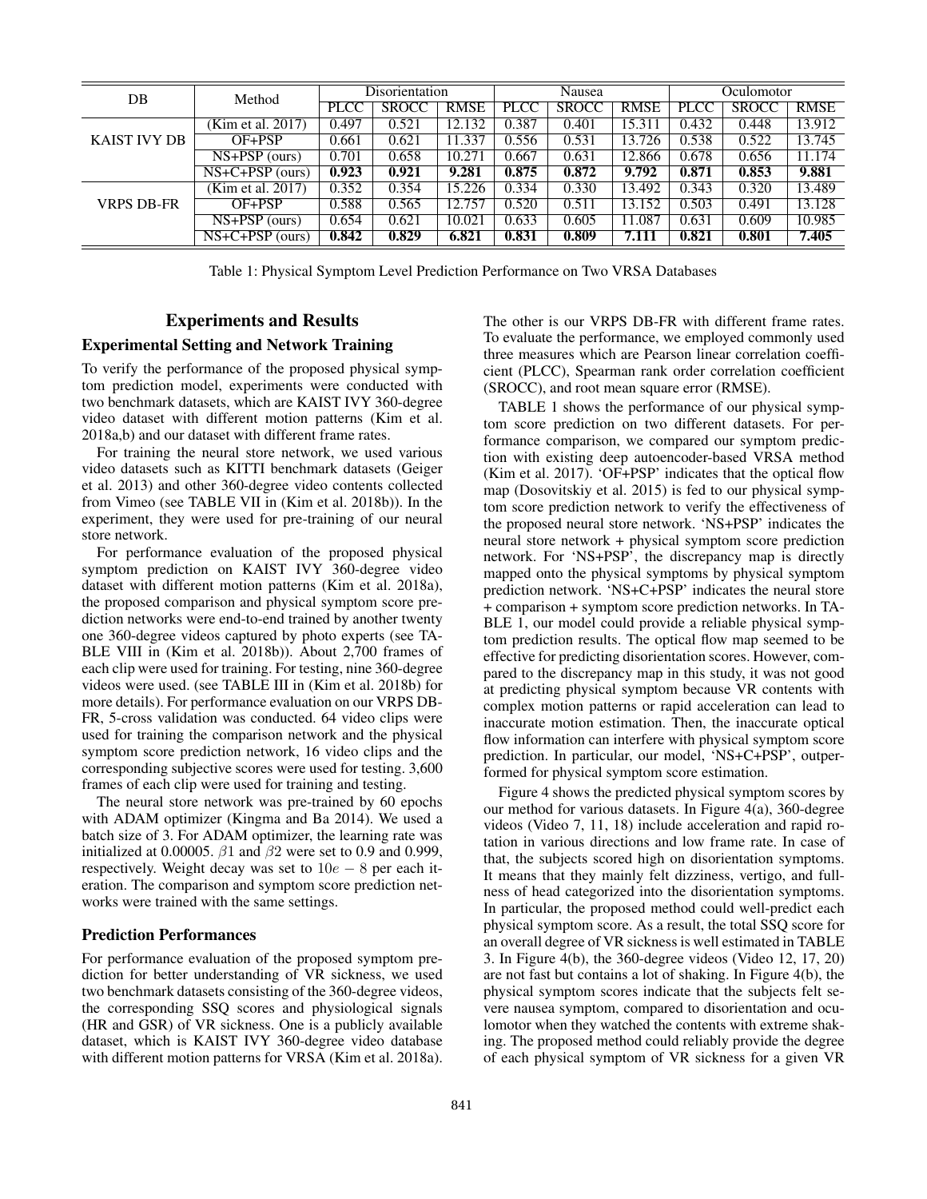| DB | Method | Disorientation | | | Nausea | | | Oculomotor | | |
|---|---|---|---|---|---|---|---|---|---|---|
| | | PLCC | SROCC | RMSE | PLCC | SROCC | RMSE | PLCC | SROCC | RMSE |
| KAIST IVY DB | (Kim et al. 2017) | 0.497 | 0.521 | 12.132 | 0.387 | 0.401 | 15.311 | 0.432 | 0.448 | 13.912 |
| | OF+PSP | 0.661 | 0.621 | 11.337 | 0.556 | 0.531 | 13.726 | 0.538 | 0.522 | 13.745 |
| | NS+PSP (ours) | 0.701 | 0.658 | 10.271 | 0.667 | 0.631 | 12.866 | 0.678 | 0.656 | 11.174 |
| | NS+C+PSP (ours) | **0.923** | **0.921** | **9.281** | **0.875** | **0.872** | **9.792** | **0.871** | **0.853** | **9.881** |
| VRPS DB-FR | (Kim et al. 2017) | 0.352 | 0.354 | 15.226 | 0.334 | 0.330 | 13.492 | 0.343 | 0.320 | 13.489 |
| | OF+PSP | 0.588 | 0.565 | 12.757 | 0.520 | 0.511 | 13.152 | 0.503 | 0.491 | 13.128 |
| | NS+PSP (ours) | 0.654 | 0.621 | 10.021 | 0.633 | 0.605 | 11.087 | 0.631 | 0.609 | 10.985 |
| | NS+C+PSP (ours) | **0.842** | **0.829** | **6.821** | **0.831** | **0.809** | **7.111** | **0.821** | **0.801** | **7.405** |

Table 1: Physical Symptom Level Prediction Performance on Two VRSA Databases

## Experiments and Results

### Experimental Setting and Network Training

To verify the performance of the proposed physical symptom prediction model, experiments were conducted with two benchmark datasets, which are KAIST IVY 360-degree video dataset with different motion patterns (Kim et al. 2018a,b) and our dataset with different frame rates.

For training the neural store network, we used various video datasets such as KITTI benchmark datasets (Geiger et al. 2013) and other 360-degree video contents collected from Vimeo (see TABLE VII in (Kim et al. 2018b)). In the experiment, they were used for pre-training of our neural store network.

For performance evaluation of the proposed physical symptom prediction on KAIST IVY 360-degree video dataset with different motion patterns (Kim et al. 2018a), the proposed comparison and physical symptom score prediction networks were end-to-end trained by another twenty one 360-degree videos captured by photo experts (see TABLE VIII in (Kim et al. 2018b)). About 2,700 frames of each clip were used for training. For testing, nine 360-degree videos were used. (see TABLE III in (Kim et al. 2018b) for more details). For performance evaluation on our VRPS DB-FR, 5-cross validation was conducted. 64 video clips were used for training the comparison network and the physical symptom score prediction network, 16 video clips and the corresponding subjective scores were used for testing. 3,600 frames of each clip were used for training and testing.

The neural store network was pre-trained by 60 epochs with ADAM optimizer (Kingma and Ba 2014). We used a batch size of 3. For ADAM optimizer, the learning rate was initialized at 0.00005. $\beta1$ and $\beta2$ were set to 0.9 and 0.999, respectively. Weight decay was set to $10e-8$ per each iteration. The comparison and symptom score prediction networks were trained with the same settings.

### Prediction Performances

For performance evaluation of the proposed symptom prediction for better understanding of VR sickness, we used two benchmark datasets consisting of the 360-degree videos, the corresponding SSQ scores and physiological signals (HR and GSR) of VR sickness. One is a publicly available dataset, which is KAIST IVY 360-degree video database with different motion patterns for VRSA (Kim et al. 2018a). The other is our VRPS DB-FR with different frame rates. To evaluate the performance, we employed commonly used three measures which are Pearson linear correlation coefficient (PLCC), Spearman rank order correlation coefficient (SROCC), and root mean square error (RMSE).

TABLE 1 shows the performance of our physical symptom score prediction on two different datasets. For performance comparison, we compared our symptom prediction with existing deep autoencoder-based VRSA method (Kim et al. 2017). 'OF+PSP' indicates that the optical flow map (Dosovitskiy et al. 2015) is fed to our physical symptom score prediction network to verify the effectiveness of the proposed neural store network. 'NS+PSP' indicates the neural store network + physical symptom score prediction network. For 'NS+PSP', the discrepancy map is directly mapped onto the physical symptoms by physical symptom prediction network. 'NS+C+PSP' indicates the neural store + comparison + symptom score prediction networks. In TABLE 1, our model could provide a reliable physical symptom prediction results. The optical flow map seemed to be effective for predicting disorientation scores. However, compared to the discrepancy map in this study, it was not good at predicting physical symptom because VR contents with complex motion patterns or rapid acceleration can lead to inaccurate motion estimation. Then, the inaccurate optical flow information can interfere with physical symptom score prediction. In particular, our model, 'NS+C+PSP', outperformed for physical symptom score estimation.

Figure 4 shows the predicted physical symptom scores by our method for various datasets. In Figure 4(a), 360-degree videos (Video 7, 11, 18) include acceleration and rapid rotation in various directions and low frame rate. In case of that, the subjects scored high on disorientation symptoms. It means that they mainly felt dizziness, vertigo, and fullness of head categorized into the disorientation symptoms. In particular, the proposed method could well-predict each physical symptom score. As a result, the total SSQ score for an overall degree of VR sickness is well estimated in TABLE 3. In Figure 4(b), the 360-degree videos (Video 12, 17, 20) are not fast but contains a lot of shaking. In Figure 4(b), the physical symptom scores indicate that the subjects felt severe nausea symptom, compared to disorientation and oculomotor when they watched the contents with extreme shaking. The proposed method could reliably provide the degree of each physical symptom of VR sickness for a given VR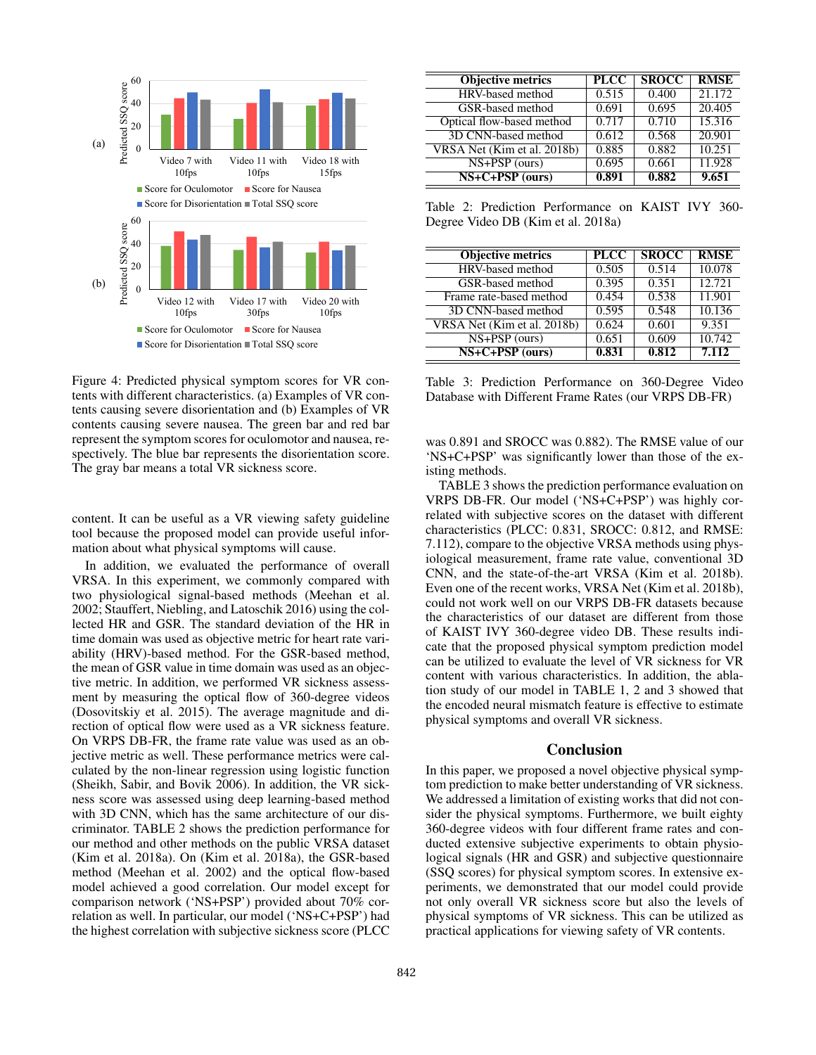Figure 4: Predicted physical symptom scores for VR contents with different characteristics. (a) Examples of VR contents causing severe disorientation and (b) Examples of VR contents causing severe nausea. The green bar and red bar represent the symptom scores for oculomotor and nausea, respectively. The blue bar represents the disorientation score. The gray bar means a total VR sickness score.

content. It can be useful as a VR viewing safety guideline tool because the proposed model can provide useful information about what physical symptoms will cause.

In addition, we evaluated the performance of overall VRSA. In this experiment, we commonly compared with two physiological signal-based methods (Meehan et al. 2002; Stauffert, Niebling, and Latoschik 2016) using the collected HR and GSR. The standard deviation of the HR in time domain was used as objective metric for heart rate variability (HRV)-based method. For the GSR-based method, the mean of GSR value in time domain was used as an objective metric. In addition, we performed VR sickness assessment by measuring the optical flow of 360-degree videos (Dosovitskiy et al. 2015). The average magnitude and direction of optical flow were used as a VR sickness feature. On VRPS DB-FR, the frame rate value was used as an objective metric as well. These performance metrics were calculated by the non-linear regression using logistic function (Sheikh, Sabir, and Bovik 2006). In addition, the VR sickness score was assessed using deep learning-based method with 3D CNN, which has the same architecture of our discriminator. TABLE 2 shows the prediction performance for our method and other methods on the public VRSA dataset (Kim et al. 2018a). On (Kim et al. 2018a), the GSR-based method (Meehan et al. 2002) and the optical flow-based model achieved a good correlation. Our model except for comparison network ('NS+PSP') provided about 70% correlation as well. In particular, our model ('NS+C+PSP') had the highest correlation with subjective sickness score (PLCC was 0.891 and SROCC was 0.882). The RMSE value of our 'NS+C+PSP' was significantly lower than those of the existing methods.

| Objective metrics | PLCC | SROCC | RMSE |
|---|---|---|---|
| HRV-based method | 0.515 | 0.400 | 21.172 |
| GSR-based method | 0.691 | 0.695 | 20.405 |
| Optical flow-based method | 0.717 | 0.710 | 15.316 |
| 3D CNN-based method | 0.612 | 0.568 | 20.901 |
| VRSA Net (Kim et al. 2018b) | 0.885 | 0.882 | 10.251 |
| NS+PSP (ours) | 0.695 | 0.661 | 11.928 |
| **NS+C+PSP (ours)** | **0.891** | **0.882** | **9.651** |

Table 2: Prediction Performance on KAIST IVY 360-Degree Video DB (Kim et al. 2018a)

| Objective metrics | PLCC | SROCC | RMSE |
|---|---|---|---|
| HRV-based method | 0.505 | 0.514 | 10.078 |
| GSR-based method | 0.395 | 0.351 | 12.721 |
| Frame rate-based method | 0.454 | 0.538 | 11.901 |
| 3D CNN-based method | 0.595 | 0.548 | 10.136 |
| VRSA Net (Kim et al. 2018b) | 0.624 | 0.601 | 9.351 |
| NS+PSP (ours) | 0.651 | 0.609 | 10.742 |
| **NS+C+PSP (ours)** | **0.831** | **0.812** | **7.112** |

Table 3: Prediction Performance on 360-Degree Video Database with Different Frame Rates (our VRPS DB-FR)

TABLE 3 shows the prediction performance evaluation on VRPS DB-FR. Our model ('NS+C+PSP') was highly correlated with subjective scores on the dataset with different characteristics (PLCC: 0.831, SROCC: 0.812, and RMSE: 7.112), compare to the objective VRSA methods using physiological measurement, frame rate value, conventional 3D CNN, and the state-of-the-art VRSA (Kim et al. 2018b). Even one of the recent works, VRSA Net (Kim et al. 2018b), could not work well on our VRPS DB-FR datasets because the characteristics of our dataset are different from those of KAIST IVY 360-degree video DB. These results indicate that the proposed physical symptom prediction model can be utilized to evaluate the level of VR sickness for VR content with various characteristics. In addition, the ablation study of our model in TABLE 1, 2 and 3 showed that the encoded neural mismatch feature is effective to estimate physical symptoms and overall VR sickness.

## Conclusion

In this paper, we proposed a novel objective physical symptom prediction to make better understanding of VR sickness. We addressed a limitation of existing works that did not consider the physical symptoms. Furthermore, we built eighty 360-degree videos with four different frame rates and conducted extensive subjective experiments to obtain physiological signals (HR and GSR) and subjective questionnaire (SSQ scores) for physical symptom scores. In extensive experiments, we demonstrated that our model could provide not only overall VR sickness score but also the levels of physical symptoms of VR sickness. This can be utilized as practical applications for viewing safety of VR contents.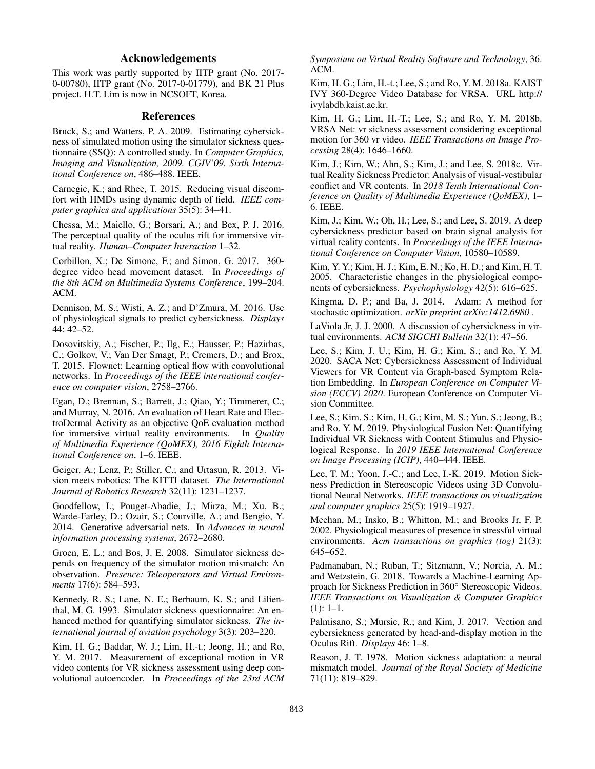## Acknowledgements

This work was partly supported by IITP grant (No. 2017-0-00780), IITP grant (No. 2017-0-01779), and BK 21 Plus project. H.T. Lim is now in NCSOFT, Korea.

## References

Bruck, S.; and Watters, P. A. 2009. Estimating cybersickness of simulated motion using the simulator sickness questionnaire (SSQ): A controlled study. In *Computer Graphics, Imaging and Visualization, 2009. CGIV'09. Sixth International Conference on*, 486–488. IEEE.

Carnegie, K.; and Rhee, T. 2015. Reducing visual discomfort with HMDs using dynamic depth of field. *IEEE computer graphics and applications* 35(5): 34–41.

Chessa, M.; Maiello, G.; Borsari, A.; and Bex, P. J. 2016. The perceptual quality of the oculus rift for immersive virtual reality. *Human–Computer Interaction* 1–32.

Corbillon, X.; De Simone, F.; and Simon, G. 2017. 360-degree video head movement dataset. In *Proceedings of the 8th ACM on Multimedia Systems Conference*, 199–204. ACM.

Dennison, M. S.; Wisti, A. Z.; and D'Zmura, M. 2016. Use of physiological signals to predict cybersickness. *Displays* 44: 42–52.

Dosovitskiy, A.; Fischer, P.; Ilg, E.; Hausser, P.; Hazirbas, C.; Golkov, V.; Van Der Smagt, P.; Cremers, D.; and Brox, T. 2015. Flownet: Learning optical flow with convolutional networks. In *Proceedings of the IEEE international conference on computer vision*, 2758–2766.

Egan, D.; Brennan, S.; Barrett, J.; Qiao, Y.; Timmerer, C.; and Murray, N. 2016. An evaluation of Heart Rate and ElectroDermal Activity as an objective QoE evaluation method for immersive virtual reality environments. In *Quality of Multimedia Experience (QoMEX), 2016 Eighth International Conference on*, 1–6. IEEE.

Geiger, A.; Lenz, P.; Stiller, C.; and Urtasun, R. 2013. Vision meets robotics: The KITTI dataset. *The International Journal of Robotics Research* 32(11): 1231–1237.

Goodfellow, I.; Pouget-Abadie, J.; Mirza, M.; Xu, B.; Warde-Farley, D.; Ozair, S.; Courville, A.; and Bengio, Y. 2014. Generative adversarial nets. In *Advances in neural information processing systems*, 2672–2680.

Groen, E. L.; and Bos, J. E. 2008. Simulator sickness depends on frequency of the simulator motion mismatch: An observation. *Presence: Teleoperators and Virtual Environments* 17(6): 584–593.

Kennedy, R. S.; Lane, N. E.; Berbaum, K. S.; and Lilienthal, M. G. 1993. Simulator sickness questionnaire: An enhanced method for quantifying simulator sickness. *The international journal of aviation psychology* 3(3): 203–220.

Kim, H. G.; Baddar, W. J.; Lim, H.-t.; Jeong, H.; and Ro, Y. M. 2017. Measurement of exceptional motion in VR video contents for VR sickness assessment using deep convolutional autoencoder. In *Proceedings of the 23rd ACM Symposium on Virtual Reality Software and Technology*, 36. ACM.

Kim, H. G.; Lim, H.-t.; Lee, S.; and Ro, Y. M. 2018a. KAIST IVY 360-Degree Video Database for VRSA. URL http://ivylabdb.kaist.ac.kr.

Kim, H. G.; Lim, H.-T.; Lee, S.; and Ro, Y. M. 2018b. VRSA Net: vr sickness assessment considering exceptional motion for 360 vr video. *IEEE Transactions on Image Processing* 28(4): 1646–1660.

Kim, J.; Kim, W.; Ahn, S.; Kim, J.; and Lee, S. 2018c. Virtual Reality Sickness Predictor: Analysis of visual-vestibular conflict and VR contents. In *2018 Tenth International Conference on Quality of Multimedia Experience (QoMEX)*, 1–6. IEEE.

Kim, J.; Kim, W.; Oh, H.; Lee, S.; and Lee, S. 2019. A deep cybersickness predictor based on brain signal analysis for virtual reality contents. In *Proceedings of the IEEE International Conference on Computer Vision*, 10580–10589.

Kim, Y. Y.; Kim, H. J.; Kim, E. N.; Ko, H. D.; and Kim, H. T. 2005. Characteristic changes in the physiological components of cybersickness. *Psychophysiology* 42(5): 616–625.

Kingma, D. P.; and Ba, J. 2014. Adam: A method for stochastic optimization. *arXiv preprint arXiv:1412.6980* .

LaViola Jr, J. J. 2000. A discussion of cybersickness in virtual environments. *ACM SIGCHI Bulletin* 32(1): 47–56.

Lee, S.; Kim, J. U.; Kim, H. G.; Kim, S.; and Ro, Y. M. 2020. SACA Net: Cybersickness Assessment of Individual Viewers for VR Content via Graph-based Symptom Relation Embedding. In *European Conference on Computer Vision (ECCV) 2020*. European Conference on Computer Vision Committee.

Lee, S.; Kim, S.; Kim, H. G.; Kim, M. S.; Yun, S.; Jeong, B.; and Ro, Y. M. 2019. Physiological Fusion Net: Quantifying Individual VR Sickness with Content Stimulus and Physiological Response. In *2019 IEEE International Conference on Image Processing (ICIP)*, 440–444. IEEE.

Lee, T. M.; Yoon, J.-C.; and Lee, I.-K. 2019. Motion Sickness Prediction in Stereoscopic Videos using 3D Convolutional Neural Networks. *IEEE transactions on visualization and computer graphics* 25(5): 1919–1927.

Meehan, M.; Insko, B.; Whitton, M.; and Brooks Jr, F. P. 2002. Physiological measures of presence in stressful virtual environments. *Acm transactions on graphics (tog)* 21(3): 645–652.

Padmanaban, N.; Ruban, T.; Sitzmann, V.; Norcia, A. M.; and Wetzstein, G. 2018. Towards a Machine-Learning Approach for Sickness Prediction in 360° Stereoscopic Videos. *IEEE Transactions on Visualization & Computer Graphics* (1): 1–1.

Palmisano, S.; Mursic, R.; and Kim, J. 2017. Vection and cybersickness generated by head-and-display motion in the Oculus Rift. *Displays* 46: 1–8.

Reason, J. T. 1978. Motion sickness adaptation: a neural mismatch model. *Journal of the Royal Society of Medicine* 71(11): 819–829.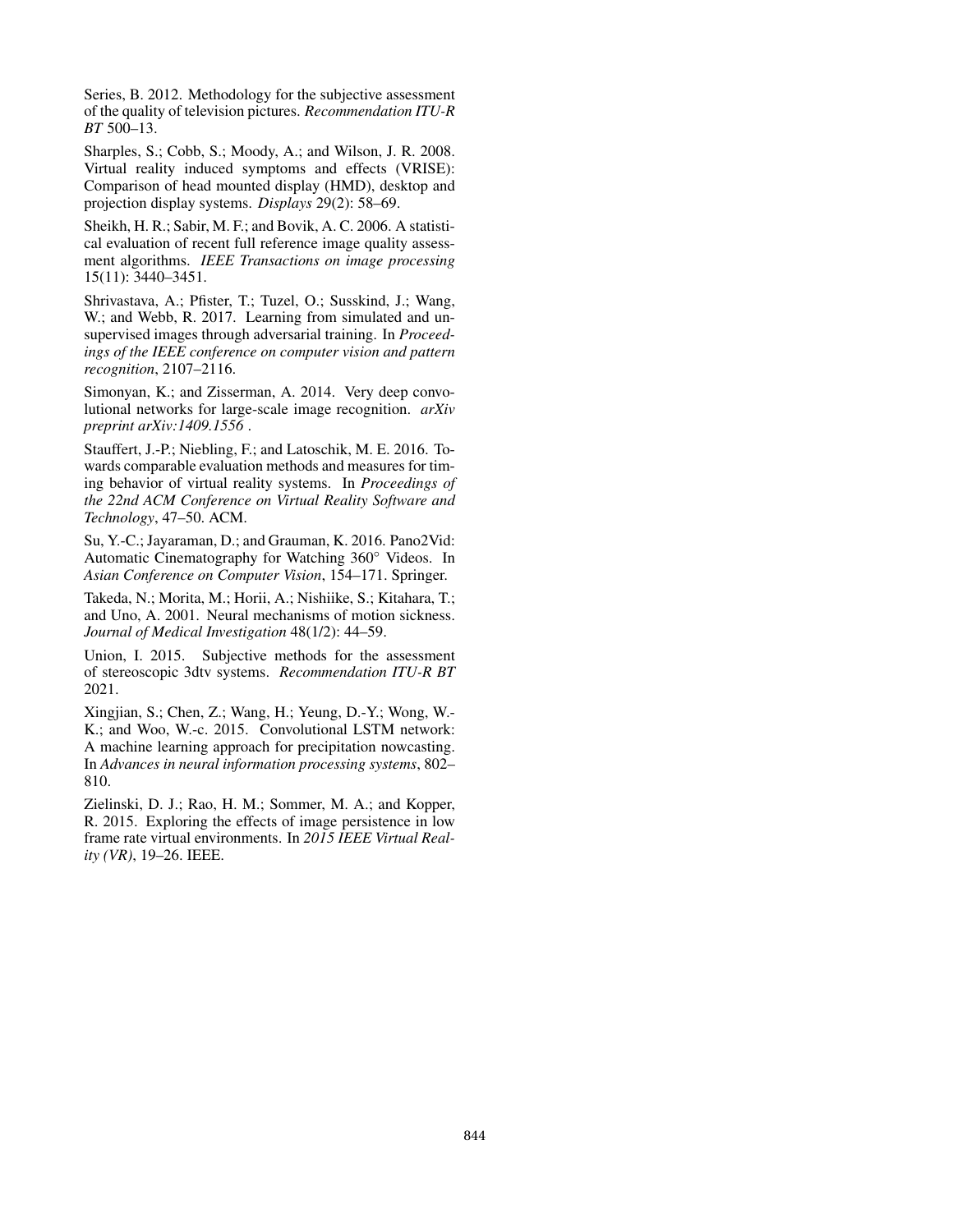Series, B. 2012. Methodology for the subjective assessment of the quality of television pictures. *Recommendation ITU-R BT* 500–13.

Sharples, S.; Cobb, S.; Moody, A.; and Wilson, J. R. 2008. Virtual reality induced symptoms and effects (VRISE): Comparison of head mounted display (HMD), desktop and projection display systems. *Displays* 29(2): 58–69.

Sheikh, H. R.; Sabir, M. F.; and Bovik, A. C. 2006. A statistical evaluation of recent full reference image quality assessment algorithms. *IEEE Transactions on image processing* 15(11): 3440–3451.

Shrivastava, A.; Pfister, T.; Tuzel, O.; Susskind, J.; Wang, W.; and Webb, R. 2017. Learning from simulated and unsupervised images through adversarial training. In *Proceedings of the IEEE conference on computer vision and pattern recognition*, 2107–2116.

Simonyan, K.; and Zisserman, A. 2014. Very deep convolutional networks for large-scale image recognition. *arXiv preprint arXiv:1409.1556* .

Stauffert, J.-P.; Niebling, F.; and Latoschik, M. E. 2016. Towards comparable evaluation methods and measures for timing behavior of virtual reality systems. In *Proceedings of the 22nd ACM Conference on Virtual Reality Software and Technology*, 47–50. ACM.

Su, Y.-C.; Jayaraman, D.; and Grauman, K. 2016. Pano2Vid: Automatic Cinematography for Watching 360° Videos. In *Asian Conference on Computer Vision*, 154–171. Springer.

Takeda, N.; Morita, M.; Horii, A.; Nishiike, S.; Kitahara, T.; and Uno, A. 2001. Neural mechanisms of motion sickness. *Journal of Medical Investigation* 48(1/2): 44–59.

Union, I. 2015. Subjective methods for the assessment of stereoscopic 3dtv systems. *Recommendation ITU-R BT* 2021.

Xingjian, S.; Chen, Z.; Wang, H.; Yeung, D.-Y.; Wong, W.-K.; and Woo, W.-c. 2015. Convolutional LSTM network: A machine learning approach for precipitation nowcasting. In *Advances in neural information processing systems*, 802–810.

Zielinski, D. J.; Rao, H. M.; Sommer, M. A.; and Kopper, R. 2015. Exploring the effects of image persistence in low frame rate virtual environments. In *2015 IEEE Virtual Reality (VR)*, 19–26. IEEE.